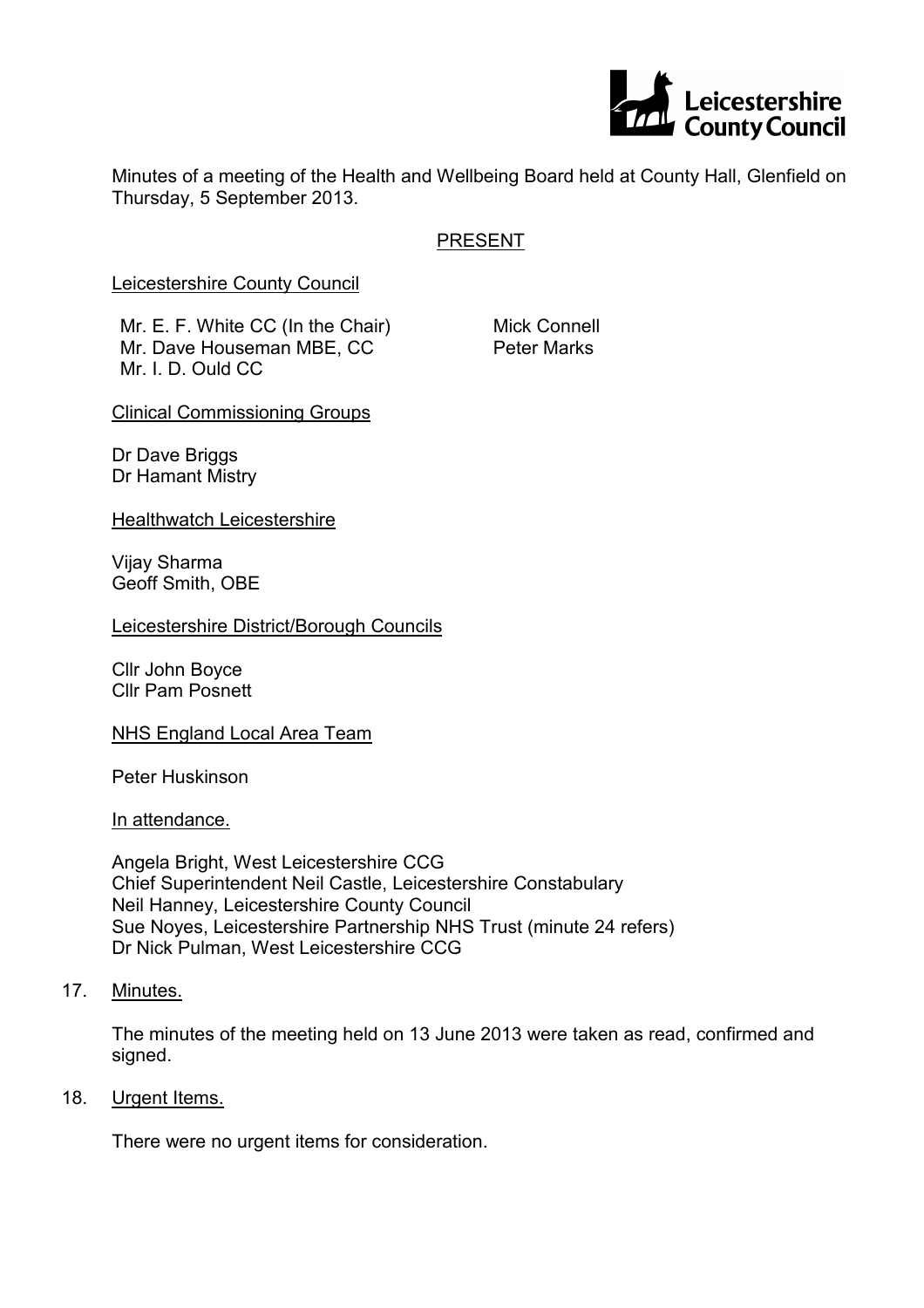Minutes of a meeting of the Health and Wellbeing Board held at County Hall, Glenfield on Thursday, 5 September 2013.

## PRESENT

Leicestershire County Council

Mr. E. F. White CC (In the Chair)
Mr. Dave Houseman MBE, CC
Mr. I. D. Ould CC
Mick Connell
Peter Marks

Clinical Commissioning Groups

Dr Dave Briggs
Dr Hamant Mistry

Healthwatch Leicestershire

Vijay Sharma
Geoff Smith, OBE

Leicestershire District/Borough Councils

Cllr John Boyce
Cllr Pam Posnett

NHS England Local Area Team

Peter Huskinson

In attendance.

Angela Bright, West Leicestershire CCG
Chief Superintendent Neil Castle, Leicestershire Constabulary
Neil Hanney, Leicestershire County Council
Sue Noyes, Leicestershire Partnership NHS Trust (minute 24 refers)
Dr Nick Pulman, West Leicestershire CCG

17. Minutes.

The minutes of the meeting held on 13 June 2013 were taken as read, confirmed and signed.

18. Urgent Items.

There were no urgent items for consideration.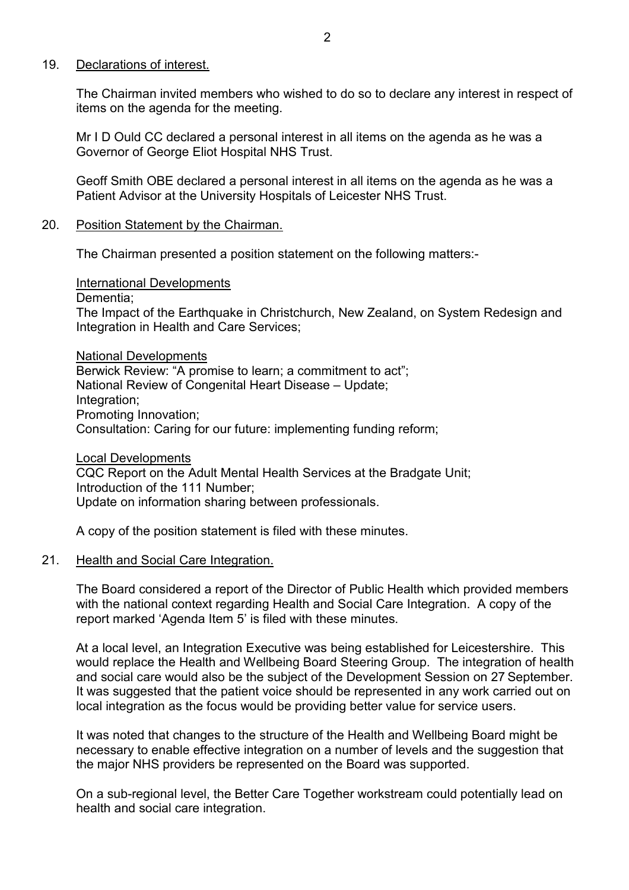19. Declarations of interest.

    The Chairman invited members who wished to do so to declare any interest in respect of items on the agenda for the meeting.

    Mr I D Ould CC declared a personal interest in all items on the agenda as he was a Governor of George Eliot Hospital NHS Trust.

    Geoff Smith OBE declared a personal interest in all items on the agenda as he was a Patient Advisor at the University Hospitals of Leicester NHS Trust.

20. Position Statement by the Chairman.

    The Chairman presented a position statement on the following matters:-

    International Developments
    Dementia;
    The Impact of the Earthquake in Christchurch, New Zealand, on System Redesign and Integration in Health and Care Services;

    National Developments
    Berwick Review: "A promise to learn; a commitment to act";
    National Review of Congenital Heart Disease – Update;
    Integration;
    Promoting Innovation;
    Consultation: Caring for our future: implementing funding reform;

    Local Developments
    CQC Report on the Adult Mental Health Services at the Bradgate Unit;
    Introduction of the 111 Number;
    Update on information sharing between professionals.

    A copy of the position statement is filed with these minutes.

21. Health and Social Care Integration.

    The Board considered a report of the Director of Public Health which provided members with the national context regarding Health and Social Care Integration. A copy of the report marked 'Agenda Item 5' is filed with these minutes.

    At a local level, an Integration Executive was being established for Leicestershire. This would replace the Health and Wellbeing Board Steering Group. The integration of health and social care would also be the subject of the Development Session on 27 September. It was suggested that the patient voice should be represented in any work carried out on local integration as the focus would be providing better value for service users.

    It was noted that changes to the structure of the Health and Wellbeing Board might be necessary to enable effective integration on a number of levels and the suggestion that the major NHS providers be represented on the Board was supported.

    On a sub-regional level, the Better Care Together workstream could potentially lead on health and social care integration.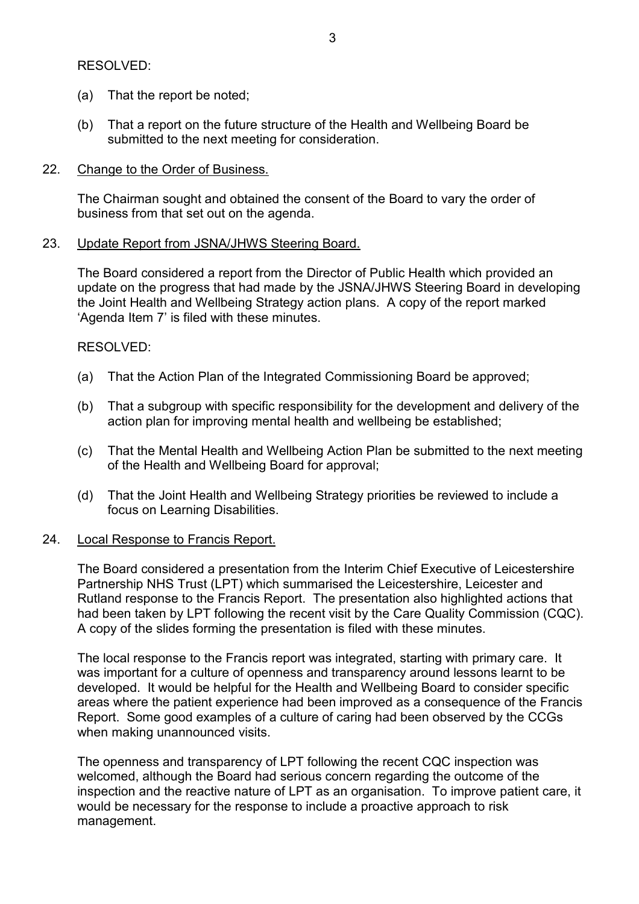RESOLVED:

(a) That the report be noted;

(b) That a report on the future structure of the Health and Wellbeing Board be submitted to the next meeting for consideration.

22. <u>Change to the Order of Business.</u>

The Chairman sought and obtained the consent of the Board to vary the order of business from that set out on the agenda.

23. <u>Update Report from JSNA/JHWS Steering Board.</u>

The Board considered a report from the Director of Public Health which provided an update on the progress that had made by the JSNA/JHWS Steering Board in developing the Joint Health and Wellbeing Strategy action plans. A copy of the report marked 'Agenda Item 7' is filed with these minutes.

RESOLVED:

(a) That the Action Plan of the Integrated Commissioning Board be approved;

(b) That a subgroup with specific responsibility for the development and delivery of the action plan for improving mental health and wellbeing be established;

(c) That the Mental Health and Wellbeing Action Plan be submitted to the next meeting of the Health and Wellbeing Board for approval;

(d) That the Joint Health and Wellbeing Strategy priorities be reviewed to include a focus on Learning Disabilities.

24. <u>Local Response to Francis Report.</u>

The Board considered a presentation from the Interim Chief Executive of Leicestershire Partnership NHS Trust (LPT) which summarised the Leicestershire, Leicester and Rutland response to the Francis Report. The presentation also highlighted actions that had been taken by LPT following the recent visit by the Care Quality Commission (CQC). A copy of the slides forming the presentation is filed with these minutes.

The local response to the Francis report was integrated, starting with primary care. It was important for a culture of openness and transparency around lessons learnt to be developed. It would be helpful for the Health and Wellbeing Board to consider specific areas where the patient experience had been improved as a consequence of the Francis Report. Some good examples of a culture of caring had been observed by the CCGs when making unannounced visits.

The openness and transparency of LPT following the recent CQC inspection was welcomed, although the Board had serious concern regarding the outcome of the inspection and the reactive nature of LPT as an organisation. To improve patient care, it would be necessary for the response to include a proactive approach to risk management.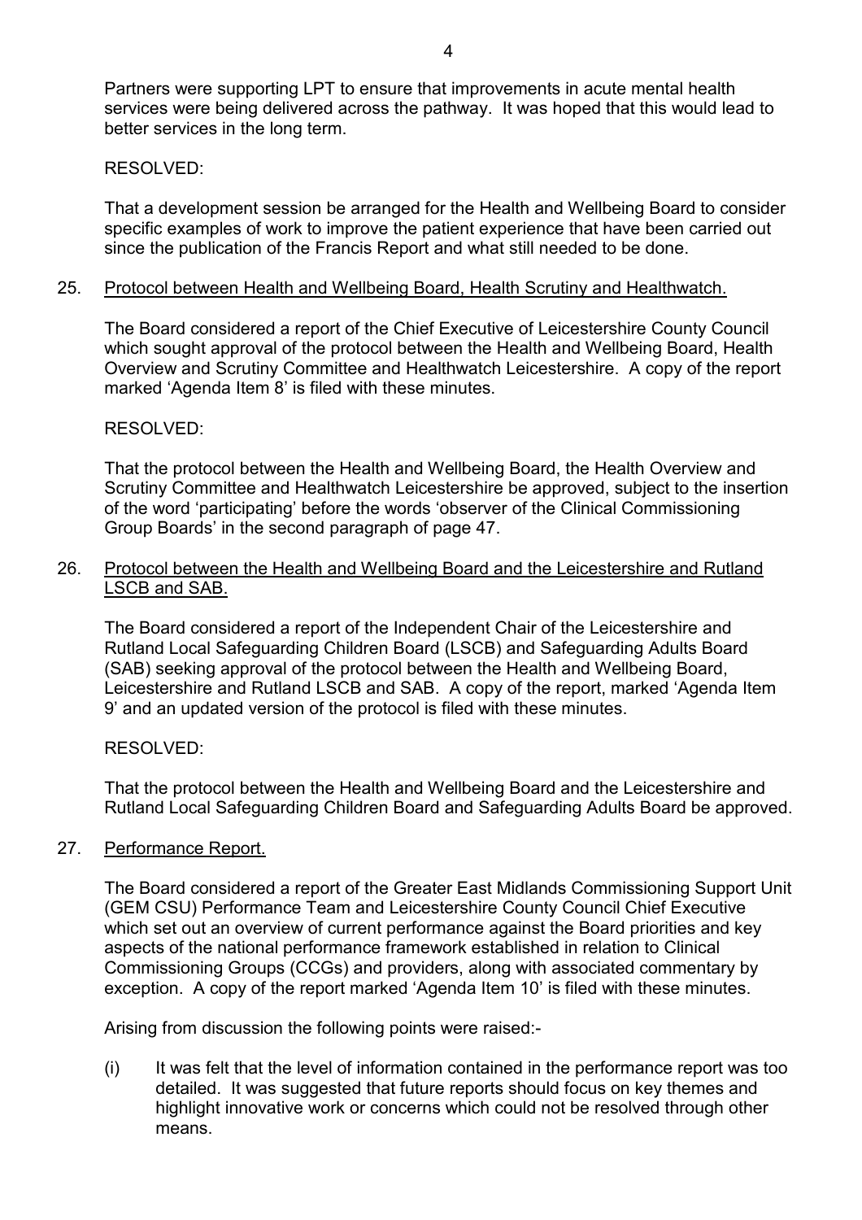Partners were supporting LPT to ensure that improvements in acute mental health services were being delivered across the pathway. It was hoped that this would lead to better services in the long term.

RESOLVED:

That a development session be arranged for the Health and Wellbeing Board to consider specific examples of work to improve the patient experience that have been carried out since the publication of the Francis Report and what still needed to be done.

25. <u>Protocol between Health and Wellbeing Board, Health Scrutiny and Healthwatch.</u>

The Board considered a report of the Chief Executive of Leicestershire County Council which sought approval of the protocol between the Health and Wellbeing Board, Health Overview and Scrutiny Committee and Healthwatch Leicestershire. A copy of the report marked 'Agenda Item 8' is filed with these minutes.

RESOLVED:

That the protocol between the Health and Wellbeing Board, the Health Overview and Scrutiny Committee and Healthwatch Leicestershire be approved, subject to the insertion of the word 'participating' before the words 'observer of the Clinical Commissioning Group Boards' in the second paragraph of page 47.

26. <u>Protocol between the Health and Wellbeing Board and the Leicestershire and Rutland LSCB and SAB.</u>

The Board considered a report of the Independent Chair of the Leicestershire and Rutland Local Safeguarding Children Board (LSCB) and Safeguarding Adults Board (SAB) seeking approval of the protocol between the Health and Wellbeing Board, Leicestershire and Rutland LSCB and SAB. A copy of the report, marked 'Agenda Item 9' and an updated version of the protocol is filed with these minutes.

RESOLVED:

That the protocol between the Health and Wellbeing Board and the Leicestershire and Rutland Local Safeguarding Children Board and Safeguarding Adults Board be approved.

27. <u>Performance Report.</u>

The Board considered a report of the Greater East Midlands Commissioning Support Unit (GEM CSU) Performance Team and Leicestershire County Council Chief Executive which set out an overview of current performance against the Board priorities and key aspects of the national performance framework established in relation to Clinical Commissioning Groups (CCGs) and providers, along with associated commentary by exception. A copy of the report marked 'Agenda Item 10' is filed with these minutes.

Arising from discussion the following points were raised:-

(i) It was felt that the level of information contained in the performance report was too detailed. It was suggested that future reports should focus on key themes and highlight innovative work or concerns which could not be resolved through other means.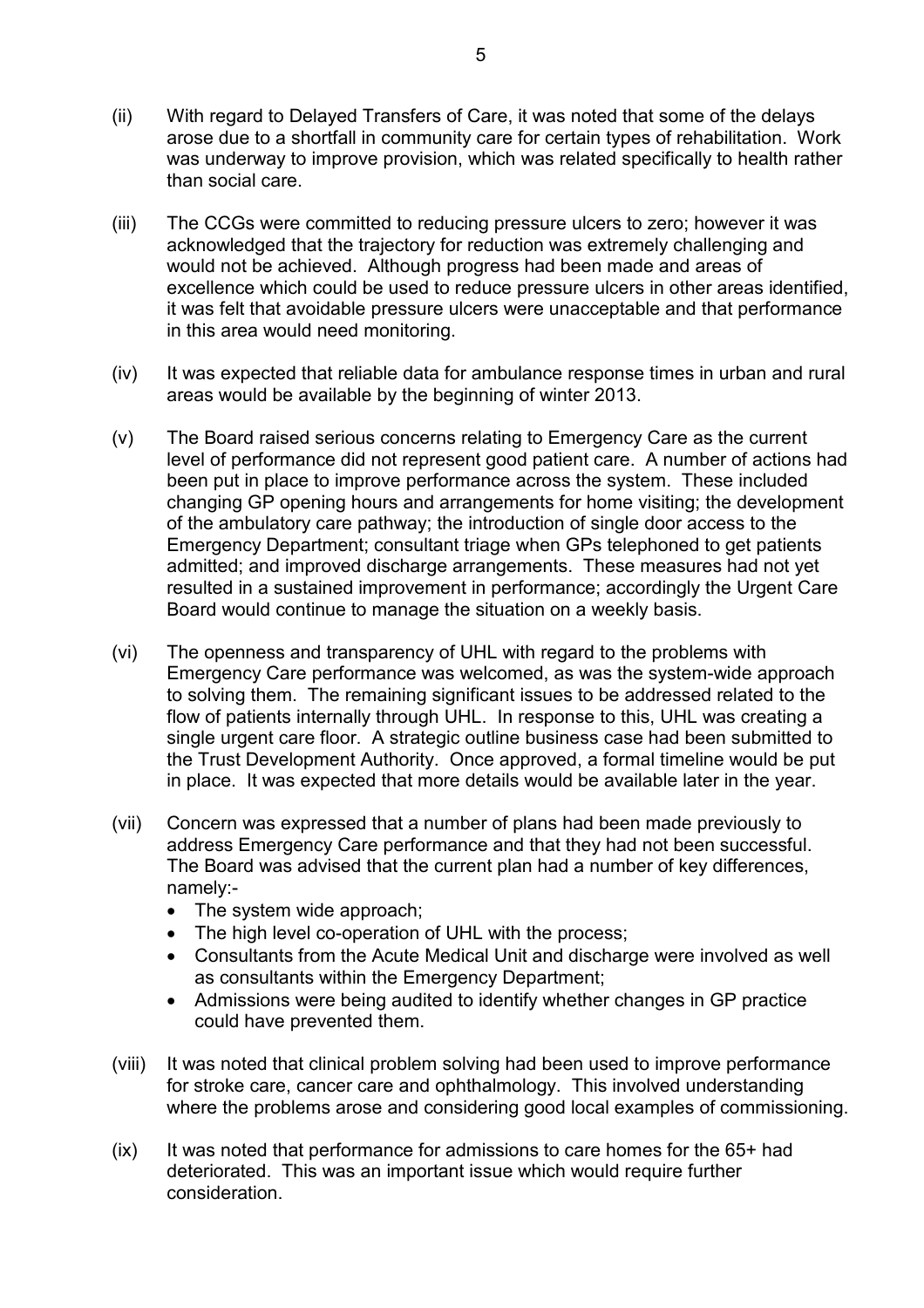(ii) With regard to Delayed Transfers of Care, it was noted that some of the delays arose due to a shortfall in community care for certain types of rehabilitation. Work was underway to improve provision, which was related specifically to health rather than social care.

(iii) The CCGs were committed to reducing pressure ulcers to zero; however it was acknowledged that the trajectory for reduction was extremely challenging and would not be achieved. Although progress had been made and areas of excellence which could be used to reduce pressure ulcers in other areas identified, it was felt that avoidable pressure ulcers were unacceptable and that performance in this area would need monitoring.

(iv) It was expected that reliable data for ambulance response times in urban and rural areas would be available by the beginning of winter 2013.

(v) The Board raised serious concerns relating to Emergency Care as the current level of performance did not represent good patient care. A number of actions had been put in place to improve performance across the system. These included changing GP opening hours and arrangements for home visiting; the development of the ambulatory care pathway; the introduction of single door access to the Emergency Department; consultant triage when GPs telephoned to get patients admitted; and improved discharge arrangements. These measures had not yet resulted in a sustained improvement in performance; accordingly the Urgent Care Board would continue to manage the situation on a weekly basis.

(vi) The openness and transparency of UHL with regard to the problems with Emergency Care performance was welcomed, as was the system-wide approach to solving them. The remaining significant issues to be addressed related to the flow of patients internally through UHL. In response to this, UHL was creating a single urgent care floor. A strategic outline business case had been submitted to the Trust Development Authority. Once approved, a formal timeline would be put in place. It was expected that more details would be available later in the year.

(vii) Concern was expressed that a number of plans had been made previously to address Emergency Care performance and that they had not been successful. The Board was advised that the current plan had a number of key differences, namely:-

- The system wide approach;
- The high level co-operation of UHL with the process;
- Consultants from the Acute Medical Unit and discharge were involved as well as consultants within the Emergency Department;
- Admissions were being audited to identify whether changes in GP practice could have prevented them.

(viii) It was noted that clinical problem solving had been used to improve performance for stroke care, cancer care and ophthalmology. This involved understanding where the problems arose and considering good local examples of commissioning.

(ix) It was noted that performance for admissions to care homes for the 65+ had deteriorated. This was an important issue which would require further consideration.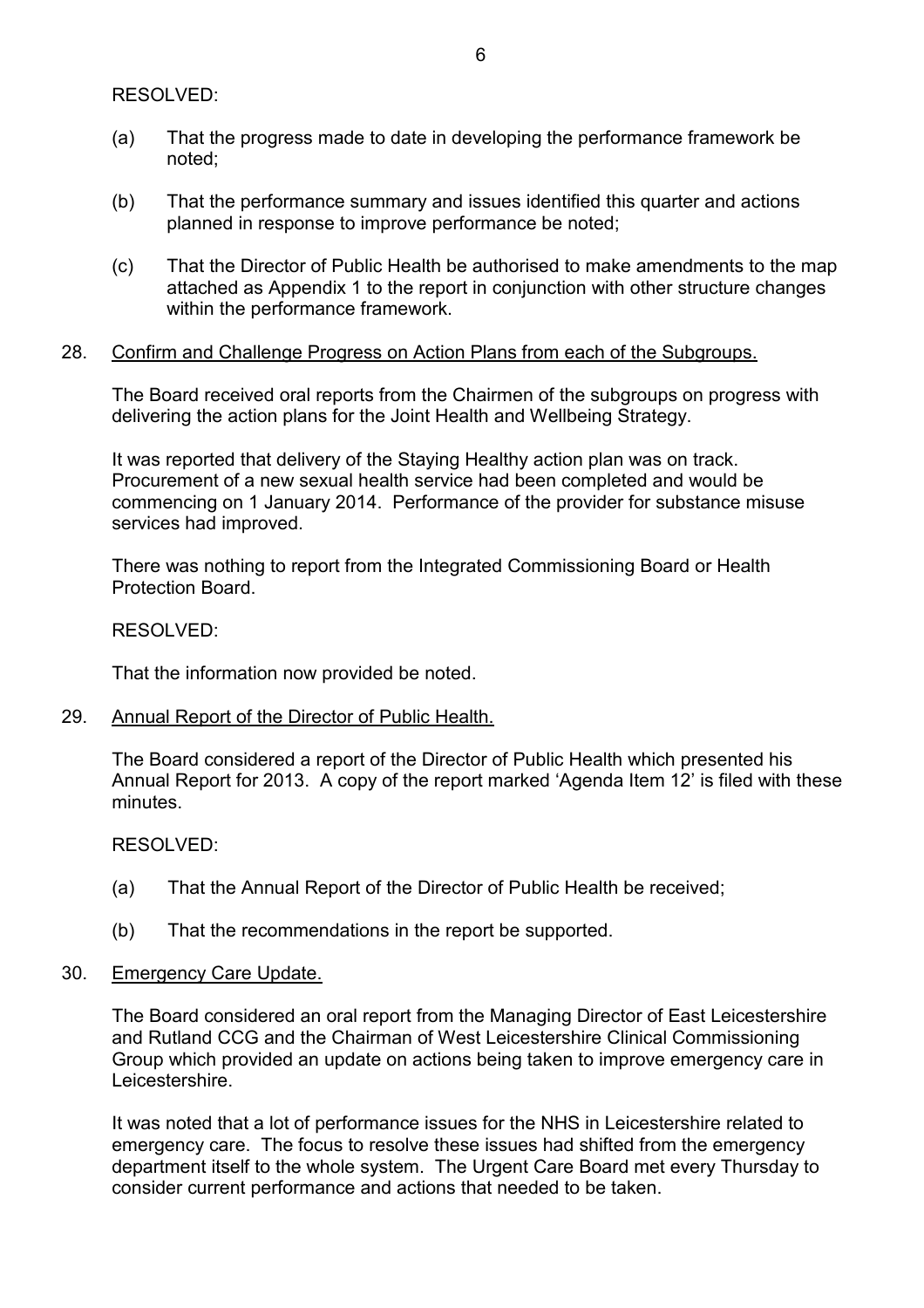RESOLVED:

(a) That the progress made to date in developing the performance framework be noted;

(b) That the performance summary and issues identified this quarter and actions planned in response to improve performance be noted;

(c) That the Director of Public Health be authorised to make amendments to the map attached as Appendix 1 to the report in conjunction with other structure changes within the performance framework.

28. <u>Confirm and Challenge Progress on Action Plans from each of the Subgroups.</u>

The Board received oral reports from the Chairmen of the subgroups on progress with delivering the action plans for the Joint Health and Wellbeing Strategy.

It was reported that delivery of the Staying Healthy action plan was on track. Procurement of a new sexual health service had been completed and would be commencing on 1 January 2014. Performance of the provider for substance misuse services had improved.

There was nothing to report from the Integrated Commissioning Board or Health Protection Board.

RESOLVED:

That the information now provided be noted.

29. <u>Annual Report of the Director of Public Health.</u>

The Board considered a report of the Director of Public Health which presented his Annual Report for 2013. A copy of the report marked 'Agenda Item 12' is filed with these minutes.

RESOLVED:

(a) That the Annual Report of the Director of Public Health be received;

(b) That the recommendations in the report be supported.

30. <u>Emergency Care Update.</u>

The Board considered an oral report from the Managing Director of East Leicestershire and Rutland CCG and the Chairman of West Leicestershire Clinical Commissioning Group which provided an update on actions being taken to improve emergency care in Leicestershire.

It was noted that a lot of performance issues for the NHS in Leicestershire related to emergency care. The focus to resolve these issues had shifted from the emergency department itself to the whole system. The Urgent Care Board met every Thursday to consider current performance and actions that needed to be taken.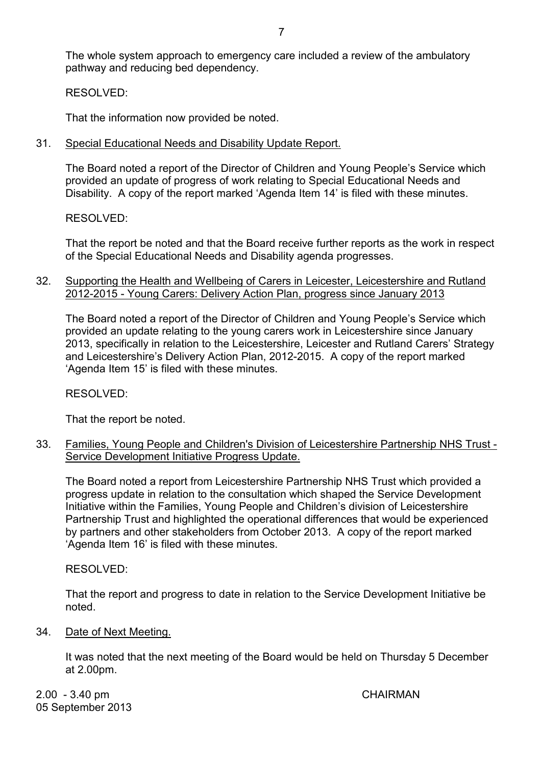The whole system approach to emergency care included a review of the ambulatory pathway and reducing bed dependency.

RESOLVED:

That the information now provided be noted.

31. Special Educational Needs and Disability Update Report.

The Board noted a report of the Director of Children and Young People's Service which provided an update of progress of work relating to Special Educational Needs and Disability. A copy of the report marked 'Agenda Item 14' is filed with these minutes.

RESOLVED:

That the report be noted and that the Board receive further reports as the work in respect of the Special Educational Needs and Disability agenda progresses.

32. Supporting the Health and Wellbeing of Carers in Leicester, Leicestershire and Rutland 2012-2015 - Young Carers: Delivery Action Plan, progress since January 2013

The Board noted a report of the Director of Children and Young People's Service which provided an update relating to the young carers work in Leicestershire since January 2013, specifically in relation to the Leicestershire, Leicester and Rutland Carers' Strategy and Leicestershire's Delivery Action Plan, 2012-2015. A copy of the report marked 'Agenda Item 15' is filed with these minutes.

RESOLVED:

That the report be noted.

33. Families, Young People and Children's Division of Leicestershire Partnership NHS Trust - Service Development Initiative Progress Update.

The Board noted a report from Leicestershire Partnership NHS Trust which provided a progress update in relation to the consultation which shaped the Service Development Initiative within the Families, Young People and Children's division of Leicestershire Partnership Trust and highlighted the operational differences that would be experienced by partners and other stakeholders from October 2013. A copy of the report marked 'Agenda Item 16' is filed with these minutes.

RESOLVED:

That the report and progress to date in relation to the Service Development Initiative be noted.

34. Date of Next Meeting.

It was noted that the next meeting of the Board would be held on Thursday 5 December at 2.00pm.

2.00 - 3.40 pm CHAIRMAN
05 September 2013